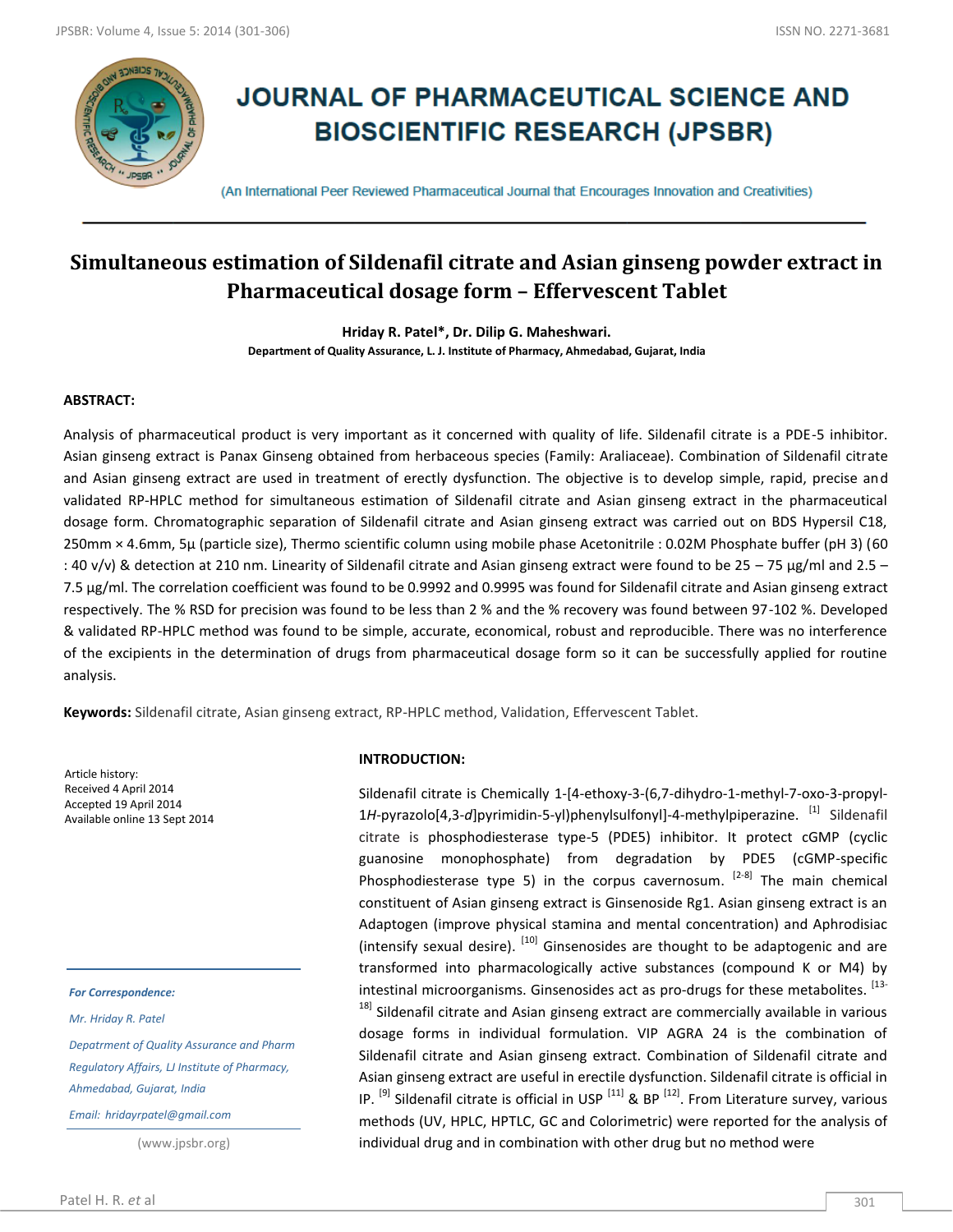# JOURNAL OF PHARMACEUTICAL SCIENCE AND BIOSCIENTIFIC RESEARCH (JPSBR)

(An International Peer Reviewed Pharmaceutical Journal that Encourages Innovation and Creativities)

## Simultaneous estimation of Sildenafil citrate and Asian ginseng powder extract in Pharmaceutical dosage form – Effervescent Tablet

**Hriday R. Patel\*, Dr. Dilip G. Maheshwari.**

**Department of Quality Assurance, L. J. Institute of Pharmacy, Ahmedabad, Gujarat, India**

### ABSTRACT:

Analysis of pharmaceutical product is very important as it concerned with quality of life. Sildenafil citrate is a PDE-5 inhibitor. Asian ginseng extract is Panax Ginseng obtained from herbaceous species (Family: Araliaceae). Combination of Sildenafil citrate and Asian ginseng extract are used in treatment of erectly dysfunction. The objective is to develop simple, rapid, precise and validated RP-HPLC method for simultaneous estimation of Sildenafil citrate and Asian ginseng extract in the pharmaceutical dosage form. Chromatographic separation of Sildenafil citrate and Asian ginseng extract was carried out on BDS Hypersil C18, 250mm × 4.6mm, 5µ (particle size), Thermo scientific column using mobile phase Acetonitrile : 0.02M Phosphate buffer (pH 3) (60 : 40 v/v) & detection at 210 nm. Linearity of Sildenafil citrate and Asian ginseng extract were found to be 25 – 75 µg/ml and 2.5 – 7.5 µg/ml. The correlation coefficient was found to be 0.9992 and 0.9995 was found for Sildenafil citrate and Asian ginseng extract respectively. The % RSD for precision was found to be less than 2 % and the % recovery was found between 97-102 %. Developed & validated RP-HPLC method was found to be simple, accurate, economical, robust and reproducible. There was no interference of the excipients in the determination of drugs from pharmaceutical dosage form so it can be successfully applied for routine analysis.

**Keywords:** Sildenafil citrate, Asian ginseng extract, RP-HPLC method, Validation, Effervescent Tablet.

Article history:
Received 4 April 2014
Accepted 19 April 2014
Available online 13 Sept 2014

*For Correspondence:*

*Mr. Hriday R. Patel*

*Depatrment of Quality Assurance and Pharm Regulatory Affairs, LJ Institute of Pharmacy, Ahmedabad, Gujarat, India*

*Email: hridayrpatel@gmail.com*

(www.jpsbr.org)

### INTRODUCTION:

Sildenafil citrate is Chemically 1-[4-ethoxy-3-(6,7-dihydro-1-methyl-7-oxo-3-propyl-1*H*-pyrazolo[4,3-*d*]pyrimidin-5-yl)phenylsulfonyl]-4-methylpiperazine. [1] Sildenafil citrate is phosphodiesterase type-5 (PDE5) inhibitor. It protect cGMP (cyclic guanosine monophosphate) from degradation by PDE5 (cGMP-specific Phosphodiesterase type 5) in the corpus cavernosum. [2-8] The main chemical constituent of Asian ginseng extract is Ginsenoside Rg1. Asian ginseng extract is an Adaptogen (improve physical stamina and mental concentration) and Aphrodisiac (intensify sexual desire). [10] Ginsenosides are thought to be adaptogenic and are transformed into pharmacologically active substances (compound K or M4) by intestinal microorganisms. Ginsenosides act as pro-drugs for these metabolites. [13-18] Sildenafil citrate and Asian ginseng extract are commercially available in various dosage forms in individual formulation. VIP AGRA 24 is the combination of Sildenafil citrate and Asian ginseng extract. Combination of Sildenafil citrate and Asian ginseng extract are useful in erectile dysfunction. Sildenafil citrate is official in IP. [9] Sildenafil citrate is official in USP [11] & BP [12]. From Literature survey, various methods (UV, HPLC, HPTLC, GC and Colorimetric) were reported for the analysis of individual drug and in combination with other drug but no method were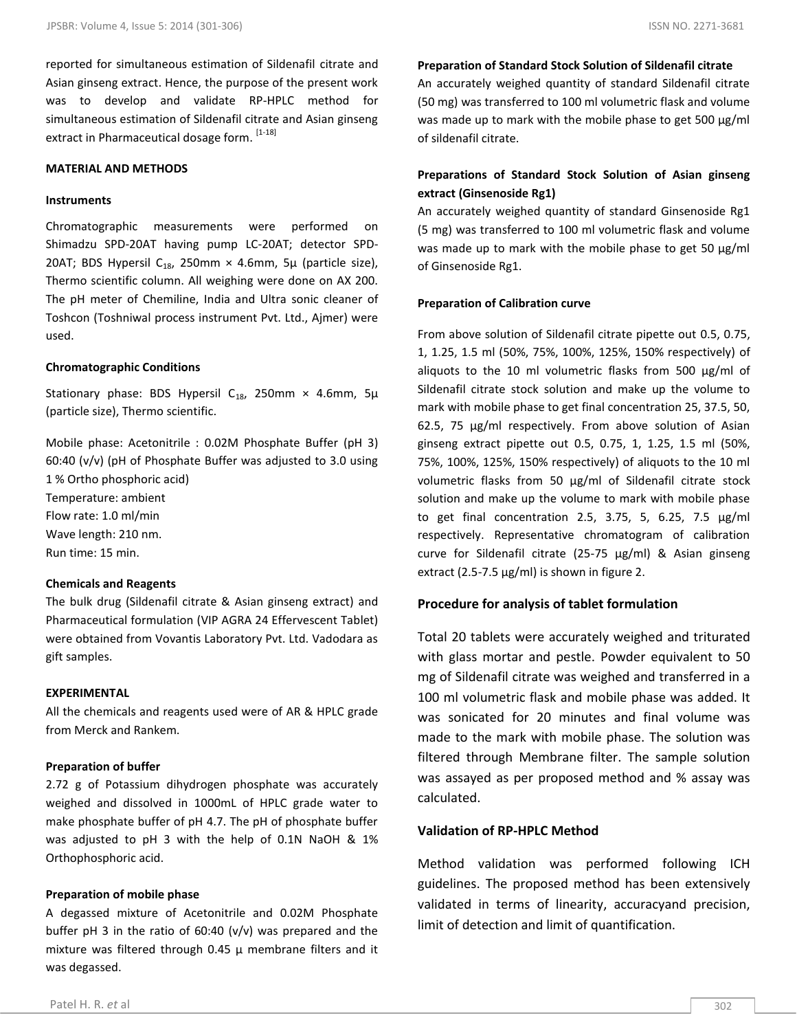reported for simultaneous estimation of Sildenafil citrate and Asian ginseng extract. Hence, the purpose of the present work was to develop and validate RP-HPLC method for simultaneous estimation of Sildenafil citrate and Asian ginseng extract in Pharmaceutical dosage form. [1-18]

## MATERIAL AND METHODS

### Instruments

Chromatographic measurements were performed on Shimadzu SPD-20AT having pump LC-20AT; detector SPD-20AT; BDS Hypersil $C_{18}$, 250mm × 4.6mm, 5μ (particle size), Thermo scientific column. All weighing were done on AX 200. The pH meter of Chemiline, India and Ultra sonic cleaner of Toshcon (Toshniwal process instrument Pvt. Ltd., Ajmer) were used.

### Chromatographic Conditions

Stationary phase: BDS Hypersil $C_{18}$, 250mm × 4.6mm, 5μ (particle size), Thermo scientific.

Mobile phase: Acetonitrile : 0.02M Phosphate Buffer (pH 3) 60:40 (v/v) (pH of Phosphate Buffer was adjusted to 3.0 using 1 % Ortho phosphoric acid)
Temperature: ambient
Flow rate: 1.0 ml/min
Wave length: 210 nm.
Run time: 15 min.

### Chemicals and Reagents

The bulk drug (Sildenafil citrate & Asian ginseng extract) and Pharmaceutical formulation (VIP AGRA 24 Effervescent Tablet) were obtained from Vovantis Laboratory Pvt. Ltd. Vadodara as gift samples.

## EXPERIMENTAL

All the chemicals and reagents used were of AR & HPLC grade from Merck and Rankem.

### Preparation of buffer

2.72 g of Potassium dihydrogen phosphate was accurately weighed and dissolved in 1000mL of HPLC grade water to make phosphate buffer of pH 4.7. The pH of phosphate buffer was adjusted to pH 3 with the help of 0.1N NaOH & 1% Orthophosphoric acid.

### Preparation of mobile phase

A degassed mixture of Acetonitrile and 0.02M Phosphate buffer pH 3 in the ratio of 60:40 (v/v) was prepared and the mixture was filtered through 0.45 μ membrane filters and it was degassed.

### Preparation of Standard Stock Solution of Sildenafil citrate

An accurately weighed quantity of standard Sildenafil citrate (50 mg) was transferred to 100 ml volumetric flask and volume was made up to mark with the mobile phase to get 500 μg/ml of sildenafil citrate.

### Preparations of Standard Stock Solution of Asian ginseng extract (Ginsenoside Rg1)

An accurately weighed quantity of standard Ginsenoside Rg1 (5 mg) was transferred to 100 ml volumetric flask and volume was made up to mark with the mobile phase to get 50 μg/ml of Ginsenoside Rg1.

### Preparation of Calibration curve

From above solution of Sildenafil citrate pipette out 0.5, 0.75, 1, 1.25, 1.5 ml (50%, 75%, 100%, 125%, 150% respectively) of aliquots to the 10 ml volumetric flasks from 500 μg/ml of Sildenafil citrate stock solution and make up the volume to mark with mobile phase to get final concentration 25, 37.5, 50, 62.5, 75 μg/ml respectively. From above solution of Asian ginseng extract pipette out 0.5, 0.75, 1, 1.25, 1.5 ml (50%, 75%, 100%, 125%, 150% respectively) of aliquots to the 10 ml volumetric flasks from 50 μg/ml of Sildenafil citrate stock solution and make up the volume to mark with mobile phase to get final concentration 2.5, 3.75, 5, 6.25, 7.5 μg/ml respectively. Representative chromatogram of calibration curve for Sildenafil citrate (25-75 μg/ml) & Asian ginseng extract (2.5-7.5 μg/ml) is shown in figure 2.

### Procedure for analysis of tablet formulation

Total 20 tablets were accurately weighed and triturated with glass mortar and pestle. Powder equivalent to 50 mg of Sildenafil citrate was weighed and transferred in a 100 ml volumetric flask and mobile phase was added. It was sonicated for 20 minutes and final volume was made to the mark with mobile phase. The solution was filtered through Membrane filter. The sample solution was assayed as per proposed method and % assay was calculated.

### Validation of RP-HPLC Method

Method validation was performed following ICH guidelines. The proposed method has been extensively validated in terms of linearity, accuracyand precision, limit of detection and limit of quantification.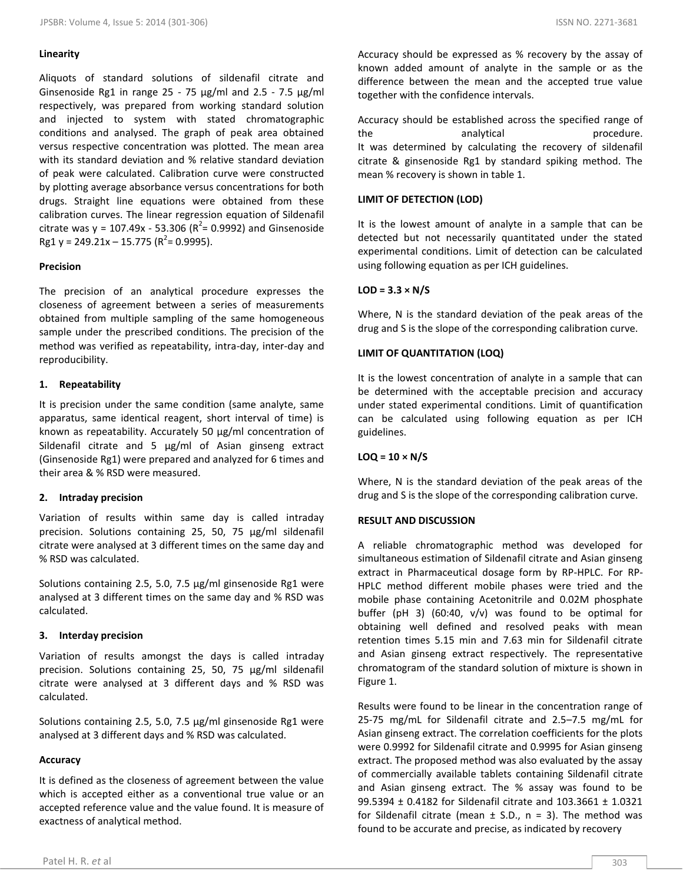**Linearity**

Aliquots of standard solutions of sildenafil citrate and Ginsenoside Rg1 in range 25 - 75 µg/ml and 2.5 - 7.5 µg/ml respectively, was prepared from working standard solution and injected to system with stated chromatographic conditions and analysed. The graph of peak area obtained versus respective concentration was plotted. The mean area with its standard deviation and % relative standard deviation of peak were calculated. Calibration curve were constructed by plotting average absorbance versus concentrations for both drugs. Straight line equations were obtained from these calibration curves. The linear regression equation of Sildenafil citrate was $y = 107.49x - 53.306$ ($R^2 = 0.9992$) and Ginsenoside Rg1 $y = 249.21x – 15.775$ ($R^2 = 0.9995$).

**Precision**

The precision of an analytical procedure expresses the closeness of agreement between a series of measurements obtained from multiple sampling of the same homogeneous sample under the prescribed conditions. The precision of the method was verified as repeatability, intra-day, inter-day and reproducibility.

**1. Repeatability**

It is precision under the same condition (same analyte, same apparatus, same identical reagent, short interval of time) is known as repeatability. Accurately 50 µg/ml concentration of Sildenafil citrate and 5 µg/ml of Asian ginseng extract (Ginsenoside Rg1) were prepared and analyzed for 6 times and their area & % RSD were measured.

**2. Intraday precision**

Variation of results within same day is called intraday precision. Solutions containing 25, 50, 75 µg/ml sildenafil citrate were analysed at 3 different times on the same day and % RSD was calculated.

Solutions containing 2.5, 5.0, 7.5 µg/ml ginsenoside Rg1 were analysed at 3 different times on the same day and % RSD was calculated.

**3. Interday precision**

Variation of results amongst the days is called intraday precision. Solutions containing 25, 50, 75 µg/ml sildenafil citrate were analysed at 3 different days and % RSD was calculated.

Solutions containing 2.5, 5.0, 7.5 µg/ml ginsenoside Rg1 were analysed at 3 different days and % RSD was calculated.

**Accuracy**

It is defined as the closeness of agreement between the value which is accepted either as a conventional true value or an accepted reference value and the value found. It is measure of exactness of analytical method.

Accuracy should be expressed as % recovery by the assay of known added amount of analyte in the sample or as the difference between the mean and the accepted true value together with the confidence intervals.

Accuracy should be established across the specified range of the analytical procedure.
It was determined by calculating the recovery of sildenafil citrate & ginsenoside Rg1 by standard spiking method. The mean % recovery is shown in table 1.

**LIMIT OF DETECTION (LOD)**

It is the lowest amount of analyte in a sample that can be detected but not necessarily quantitated under the stated experimental conditions. Limit of detection can be calculated using following equation as per ICH guidelines.

$$LOD = 3.3 \times N/S$$

Where, N is the standard deviation of the peak areas of the drug and S is the slope of the corresponding calibration curve.

**LIMIT OF QUANTITATION (LOQ)**

It is the lowest concentration of analyte in a sample that can be determined with the acceptable precision and accuracy under stated experimental conditions. Limit of quantification can be calculated using following equation as per ICH guidelines.

$$LOQ = 10 \times N/S$$

Where, N is the standard deviation of the peak areas of the drug and S is the slope of the corresponding calibration curve.

**RESULT AND DISCUSSION**

A reliable chromatographic method was developed for simultaneous estimation of Sildenafil citrate and Asian ginseng extract in Pharmaceutical dosage form by RP-HPLC. For RP-HPLC method different mobile phases were tried and the mobile phase containing Acetonitrile and 0.02M phosphate buffer (pH 3) (60:40, v/v) was found to be optimal for obtaining well defined and resolved peaks with mean retention times 5.15 min and 7.63 min for Sildenafil citrate and Asian ginseng extract respectively. The representative chromatogram of the standard solution of mixture is shown in Figure 1.

Results were found to be linear in the concentration range of 25-75 mg/mL for Sildenafil citrate and 2.5–7.5 mg/mL for Asian ginseng extract. The correlation coefficients for the plots were 0.9992 for Sildenafil citrate and 0.9995 for Asian ginseng extract. The proposed method was also evaluated by the assay of commercially available tablets containing Sildenafil citrate and Asian ginseng extract. The % assay was found to be 99.5394 ± 0.4182 for Sildenafil citrate and 103.3661 ± 1.0321 for Sildenafil citrate (mean ± S.D., n = 3). The method was found to be accurate and precise, as indicated by recovery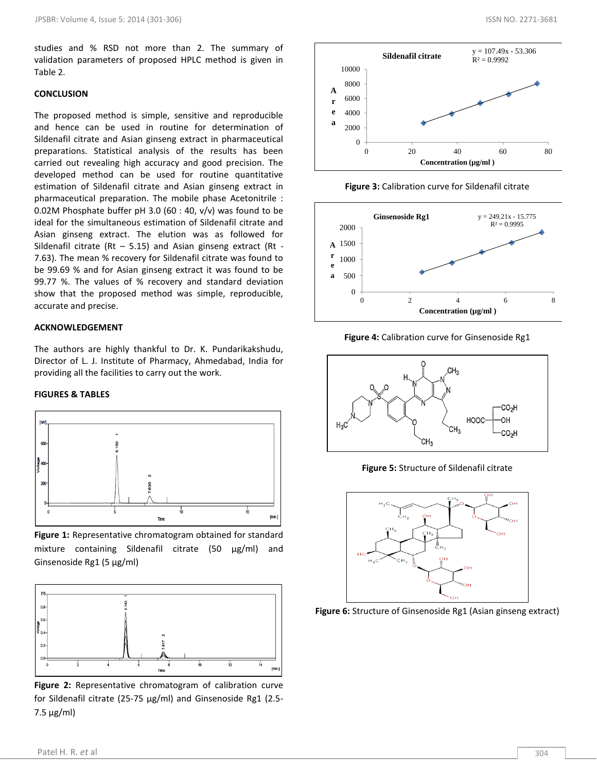studies and % RSD not more than 2. The summary of validation parameters of proposed HPLC method is given in Table 2.

## CONCLUSION

The proposed method is simple, sensitive and reproducible and hence can be used in routine for determination of Sildenafil citrate and Asian ginseng extract in pharmaceutical preparations. Statistical analysis of the results has been carried out revealing high accuracy and good precision. The developed method can be used for routine quantitative estimation of Sildenafil citrate and Asian ginseng extract in pharmaceutical preparation. The mobile phase Acetonitrile : 0.02M Phosphate buffer pH 3.0 (60 : 40, v/v) was found to be ideal for the simultaneous estimation of Sildenafil citrate and Asian ginseng extract. The elution was as followed for Sildenafil citrate (Rt – 5.15) and Asian ginseng extract (Rt - 7.63). The mean % recovery for Sildenafil citrate was found to be 99.69 % and for Asian ginseng extract it was found to be 99.77 %. The values of % recovery and standard deviation show that the proposed method was simple, reproducible, accurate and precise.

## ACKNOWLEDGEMENT

The authors are highly thankful to Dr. K. Pundarikakshudu, Director of L. J. Institute of Pharmacy, Ahmedabad, India for providing all the facilities to carry out the work.

## FIGURES & TABLES

**Figure 1:** Representative chromatogram obtained for standard mixture containing Sildenafil citrate (50 µg/ml) and Ginsenoside Rg1 (5 µg/ml)

**Figure 2:** Representative chromatogram of calibration curve for Sildenafil citrate (25-75 µg/ml) and Ginsenoside Rg1 (2.5-7.5 µg/ml)

**Figure 3:** Calibration curve for Sildenafil citrate

**Figure 4:** Calibration curve for Ginsenoside Rg1

**Figure 5:** Structure of Sildenafil citrate

**Figure 6:** Structure of Ginsenoside Rg1 (Asian ginseng extract)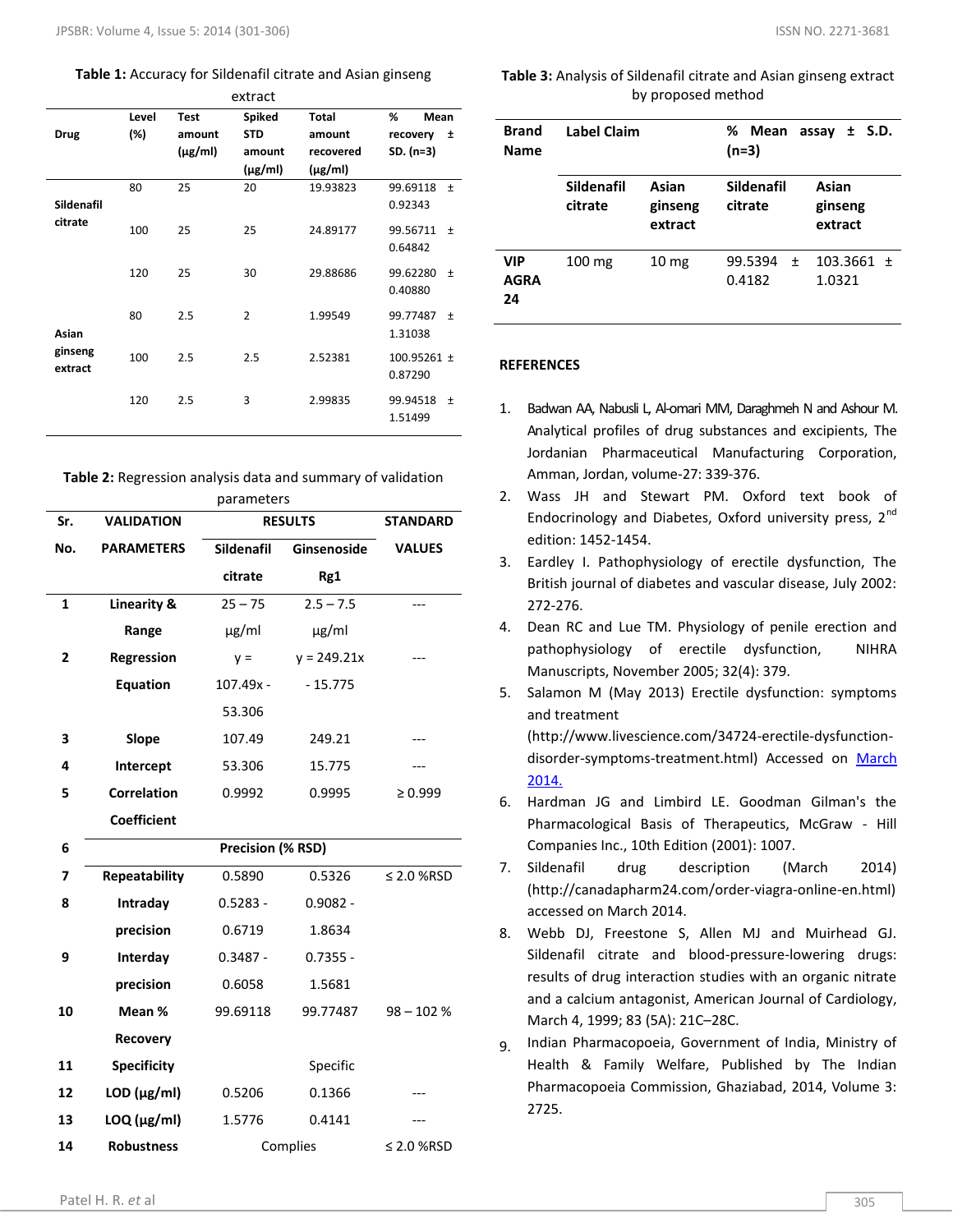**Table 1:** Accuracy for Sildenafil citrate and Asian ginseng extract

| Drug | Level (%) | Test amount (µg/ml) | Spiked STD amount (µg/ml) | Total amount recovered (µg/ml) | % Mean recovery ± SD. (n=3) |
|---|---|---|---|---|---|
| Sildenafil citrate | 80 | 25 | 20 | 19.93823 | 99.69118 ± 0.92343 |
| | 100 | 25 | 25 | 24.89177 | 99.56711 ± 0.64842 |
| | 120 | 25 | 30 | 29.88686 | 99.62280 ± 0.40880 |
| Asian ginseng extract | 80 | 2.5 | 2 | 1.99549 | 99.77487 ± 1.31038 |
| | 100 | 2.5 | 2.5 | 2.52381 | 100.95261 ± 0.87290 |
| | 120 | 2.5 | 3 | 2.99835 | 99.94518 ± 1.51499 |

**Table 2:** Regression analysis data and summary of validation parameters

| Sr. No. | VALIDATION PARAMETERS | RESULTS | | STANDARD VALUES |
|---|---|---|---|---|
| | | Sildenafil citrate | Ginsenoside Rg1 | |
| 1 | Linearity & Range | 25 – 75 µg/ml | 2.5 – 7.5 µg/ml | --- |
| 2 | Regression Equation | y = 107.49x - 53.306 | y = 249.21x - 15.775 | --- |
| 3 | Slope | 107.49 | 249.21 | --- |
| 4 | Intercept | 53.306 | 15.775 | --- |
| 5 | Correlation Coefficient | 0.9992 | 0.9995 | ≥ 0.999 |
| 6 | Precision (% RSD) | | | |
| 7 | Repeatability | 0.5890 | 0.5326 | ≤ 2.0 %RSD |
| 8 | Intraday precision | 0.5283 - 0.6719 | 0.9082 - 1.8634 | |
| 9 | Interday precision | 0.3487 - 0.6058 | 0.7355 - 1.5681 | |
| 10 | Mean % Recovery | 99.69118 | 99.77487 | 98 – 102 % |
| 11 | Specificity | Specific | | |
| 12 | LOD (µg/ml) | 0.5206 | 0.1366 | --- |
| 13 | LOQ (µg/ml) | 1.5776 | 0.4141 | --- |
| 14 | Robustness | Complies | | ≤ 2.0 %RSD |

**Table 3:** Analysis of Sildenafil citrate and Asian ginseng extract by proposed method

| Brand Name | Label Claim | | % Mean assay ± S.D. (n=3) | |
|---|---|---|---|---|
| | Sildenafil citrate | Asian ginseng extract | Sildenafil citrate | Asian ginseng extract |
| VIP AGRA 24 | 100 mg | 10 mg | 99.5394 ± 0.4182 | 103.3661 ± 1.0321 |

## REFERENCES

1. Badwan AA, Nabusli L, Al-omari MM, Daraghmeh N and Ashour M. Analytical profiles of drug substances and excipients, The Jordanian Pharmaceutical Manufacturing Corporation, Amman, Jordan, volume-27: 339-376.
2. Wass JH and Stewart PM. Oxford text book of Endocrinology and Diabetes, Oxford university press, 2nd edition: 1452-1454.
3. Eardley I. Pathophysiology of erectile dysfunction, The British journal of diabetes and vascular disease, July 2002: 272-276.
4. Dean RC and Lue TM. Physiology of penile erection and pathophysiology of erectile dysfunction, NIHRA Manuscripts, November 2005; 32(4): 379.
5. Salamon M (May 2013) Erectile dysfunction: symptoms and treatment (http://www.livescience.com/34724-erectile-dysfunction-disorder-symptoms-treatment.html) Accessed on March 2014.
6. Hardman JG and Limbird LE. Goodman Gilman's the Pharmacological Basis of Therapeutics, McGraw - Hill Companies Inc., 10th Edition (2001): 1007.
7. Sildenafil drug description (March 2014) (http://canadapharm24.com/order-viagra-online-en.html) accessed on March 2014.
8. Webb DJ, Freestone S, Allen MJ and Muirhead GJ. Sildenafil citrate and blood-pressure-lowering drugs: results of drug interaction studies with an organic nitrate and a calcium antagonist, American Journal of Cardiology, March 4, 1999; 83 (5A): 21C–28C.
9. Indian Pharmacopoeia, Government of India, Ministry of Health & Family Welfare, Published by The Indian Pharmacopoeia Commission, Ghaziabad, 2014, Volume 3: 2725.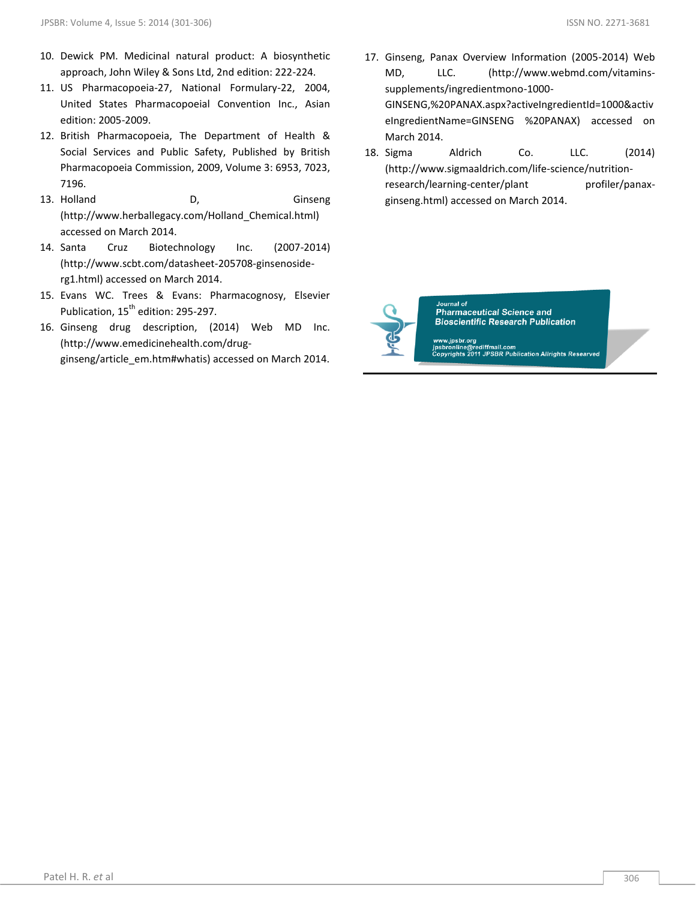10. Dewick PM. Medicinal natural product: A biosynthetic approach, John Wiley & Sons Ltd, 2nd edition: 222-224.
11. US Pharmacopoeia-27, National Formulary-22, 2004, United States Pharmacopoeial Convention Inc., Asian edition: 2005-2009.
12. British Pharmacopoeia, The Department of Health & Social Services and Public Safety, Published by British Pharmacopoeia Commission, 2009, Volume 3: 6953, 7023, 7196.
13. Holland D, Ginseng (http://www.herballegacy.com/Holland_Chemical.html) accessed on March 2014.
14. Santa Cruz Biotechnology Inc. (2007-2014) (http://www.scbt.com/datasheet-205708-ginsenoside-rg1.html) accessed on March 2014.
15. Evans WC. Trees & Evans: Pharmacognosy, Elsevier Publication, 15th edition: 295-297.
16. Ginseng drug description, (2014) Web MD Inc. (http://www.emedicinehealth.com/drug-ginseng/article_em.htm#whatis) accessed on March 2014.
17. Ginseng, Panax Overview Information (2005-2014) Web MD, LLC. (http://www.webmd.com/vitamins-supplements/ingredientmono-1000-GINSENG,%20PANAX.aspx?activeIngredientId=1000&activeIngredientName=GINSENG %20PANAX) accessed on March 2014.
18. Sigma Aldrich Co. LLC. (2014) (http://www.sigmaaldrich.com/life-science/nutrition-research/learning-center/plant profiler/panax-ginseng.html) accessed on March 2014.

Journal of
**Pharmaceutical Science and Bioscientific Research Publication**

www.jpsbr.org
jpsbronline@rediffmail.com
Copyrights 2011 JPSBR Publication Allrights Researved